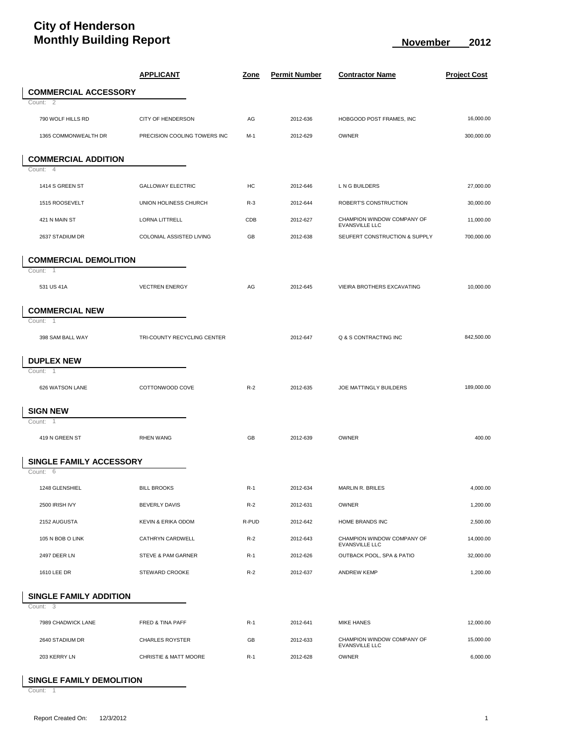# City of Henderson
# Monthly Building Report

**November 2012**

| | APPLICANT | Zone | Permit Number | Contractor Name | Project Cost |
|---|---|---|---|---|---|
| **COMMERCIAL ACCESSORY** | | | | | |
| Count: 2 | | | | | |
| 790 WOLF HILLS RD | CITY OF HENDERSON | AG | 2012-636 | HOBGOOD POST FRAMES, INC | 16,000.00 |
| 1365 COMMONWEALTH DR | PRECISION COOLING TOWERS INC | M-1 | 2012-629 | OWNER | 300,000.00 |
| **COMMERCIAL ADDITION** | | | | | |
| Count: 4 | | | | | |
| 1414 S GREEN ST | GALLOWAY ELECTRIC | HC | 2012-646 | L N G BUILDERS | 27,000.00 |
| 1515 ROOSEVELT | UNION HOLINESS CHURCH | R-3 | 2012-644 | ROBERT'S CONSTRUCTION | 30,000.00 |
| 421 N MAIN ST | LORNA LITTRELL | CDB | 2012-627 | CHAMPION WINDOW COMPANY OF EVANSVILLE LLC | 11,000.00 |
| 2637 STADIUM DR | COLONIAL ASSISTED LIVING | GB | 2012-638 | SEUFERT CONSTRUCTION & SUPPLY | 700,000.00 |
| **COMMERCIAL DEMOLITION** | | | | | |
| Count: 1 | | | | | |
| 531 US 41A | VECTREN ENERGY | AG | 2012-645 | VIEIRA BROTHERS EXCAVATING | 10,000.00 |
| **COMMERCIAL NEW** | | | | | |
| Count: 1 | | | | | |
| 398 SAM BALL WAY | TRI-COUNTY RECYCLING CENTER | | 2012-647 | Q & S CONTRACTING INC | 842,500.00 |
| **DUPLEX NEW** | | | | | |
| Count: 1 | | | | | |
| 626 WATSON LANE | COTTONWOOD COVE | R-2 | 2012-635 | JOE MATTINGLY BUILDERS | 189,000.00 |
| **SIGN NEW** | | | | | |
| Count: 1 | | | | | |
| 419 N GREEN ST | RHEN WANG | GB | 2012-639 | OWNER | 400.00 |
| **SINGLE FAMILY ACCESSORY** | | | | | |
| Count: 6 | | | | | |
| 1248 GLENSHIEL | BILL BROOKS | R-1 | 2012-634 | MARLIN R. BRILES | 4,000.00 |
| 2500 IRISH IVY | BEVERLY DAVIS | R-2 | 2012-631 | OWNER | 1,200.00 |
| 2152 AUGUSTA | KEVIN & ERIKA ODOM | R-PUD | 2012-642 | HOME BRANDS INC | 2,500.00 |
| 105 N BOB O LINK | CATHRYN CARDWELL | R-2 | 2012-643 | CHAMPION WINDOW COMPANY OF EVANSVILLE LLC | 14,000.00 |
| 2497 DEER LN | STEVE & PAM GARNER | R-1 | 2012-626 | OUTBACK POOL, SPA & PATIO | 32,000.00 |
| 1610 LEE DR | STEWARD CROOKE | R-2 | 2012-637 | ANDREW KEMP | 1,200.00 |
| **SINGLE FAMILY ADDITION** | | | | | |
| Count: 3 | | | | | |
| 7989 CHADWICK LANE | FRED & TINA PAFF | R-1 | 2012-641 | MIKE HANES | 12,000.00 |
| 2640 STADIUM DR | CHARLES ROYSTER | GB | 2012-633 | CHAMPION WINDOW COMPANY OF EVANSVILLE LLC | 15,000.00 |
| 203 KERRY LN | CHRISTIE & MATT MOORE | R-1 | 2012-628 | OWNER | 6,000.00 |
| **SINGLE FAMILY DEMOLITION** | | | | | |
| Count: 1 | | | | | |

Report Created On: 12/3/2012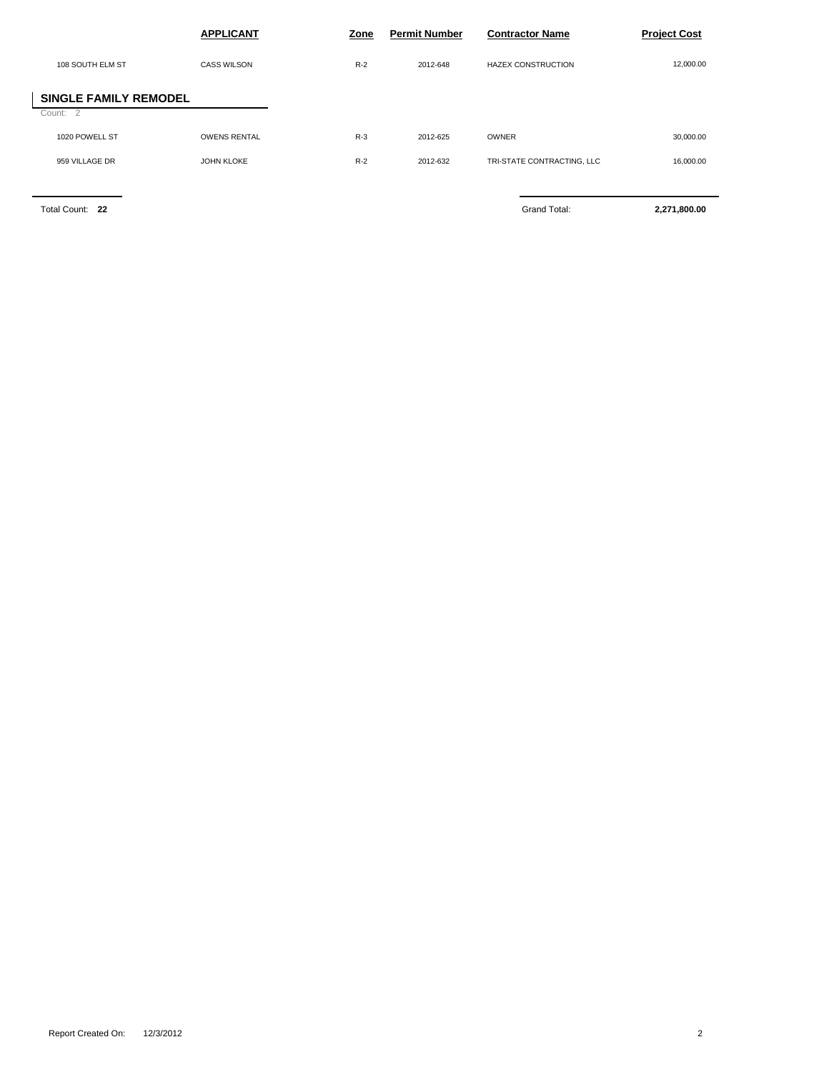| | APPLICANT | Zone | Permit Number | Contractor Name | Project Cost |
|---|---|---|---|---|---|
| 108 SOUTH ELM ST | CASS WILSON | R-2 | 2012-648 | HAZEX CONSTRUCTION | 12,000.00 |

## SINGLE FAMILY REMODEL

Count: 2

| | APPLICANT | Zone | Permit Number | Contractor Name | Project Cost |
|---|---|---|---|---|---|
| 1020 POWELL ST | OWENS RENTAL | R-3 | 2012-625 | OWNER | 30,000.00 |
| 959 VILLAGE DR | JOHN KLOKE | R-2 | 2012-632 | TRI-STATE CONTRACTING, LLC | 16,000.00 |

Total Count: **22**

Grand Total: **2,271,800.00**

Report Created On: 12/3/2012